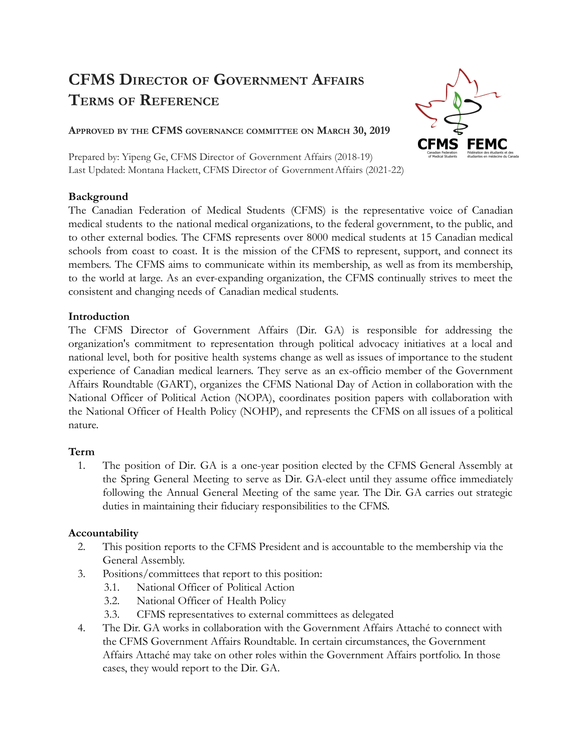# CFMS Director of Government Affairs Terms of Reference

**Approved by the CFMS governance committee on March 30, 2019**

Prepared by: Yipeng Ge, CFMS Director of Government Affairs (2018-19)
Last Updated: Montana Hackett, CFMS Director of Government Affairs (2021-22)

### Background

The Canadian Federation of Medical Students (CFMS) is the representative voice of Canadian medical students to the national medical organizations, to the federal government, to the public, and to other external bodies. The CFMS represents over 8000 medical students at 15 Canadian medical schools from coast to coast. It is the mission of the CFMS to represent, support, and connect its members. The CFMS aims to communicate within its membership, as well as from its membership, to the world at large. As an ever-expanding organization, the CFMS continually strives to meet the consistent and changing needs of Canadian medical students.

### Introduction

The CFMS Director of Government Affairs (Dir. GA) is responsible for addressing the organization's commitment to representation through political advocacy initiatives at a local and national level, both for positive health systems change as well as issues of importance to the student experience of Canadian medical learners. They serve as an ex-officio member of the Government Affairs Roundtable (GART), organizes the CFMS National Day of Action in collaboration with the National Officer of Political Action (NOPA), coordinates position papers with collaboration with the National Officer of Health Policy (NOHP), and represents the CFMS on all issues of a political nature.

### Term

1. The position of Dir. GA is a one-year position elected by the CFMS General Assembly at the Spring General Meeting to serve as Dir. GA-elect until they assume office immediately following the Annual General Meeting of the same year. The Dir. GA carries out strategic duties in maintaining their fiduciary responsibilities to the CFMS.

### Accountability

2. This position reports to the CFMS President and is accountable to the membership via the General Assembly.
3. Positions/committees that report to this position:
   - 3.1. National Officer of Political Action
   - 3.2. National Officer of Health Policy
   - 3.3. CFMS representatives to external committees as delegated
4. The Dir. GA works in collaboration with the Government Affairs Attaché to connect with the CFMS Government Affairs Roundtable. In certain circumstances, the Government Affairs Attaché may take on other roles within the Government Affairs portfolio. In those cases, they would report to the Dir. GA.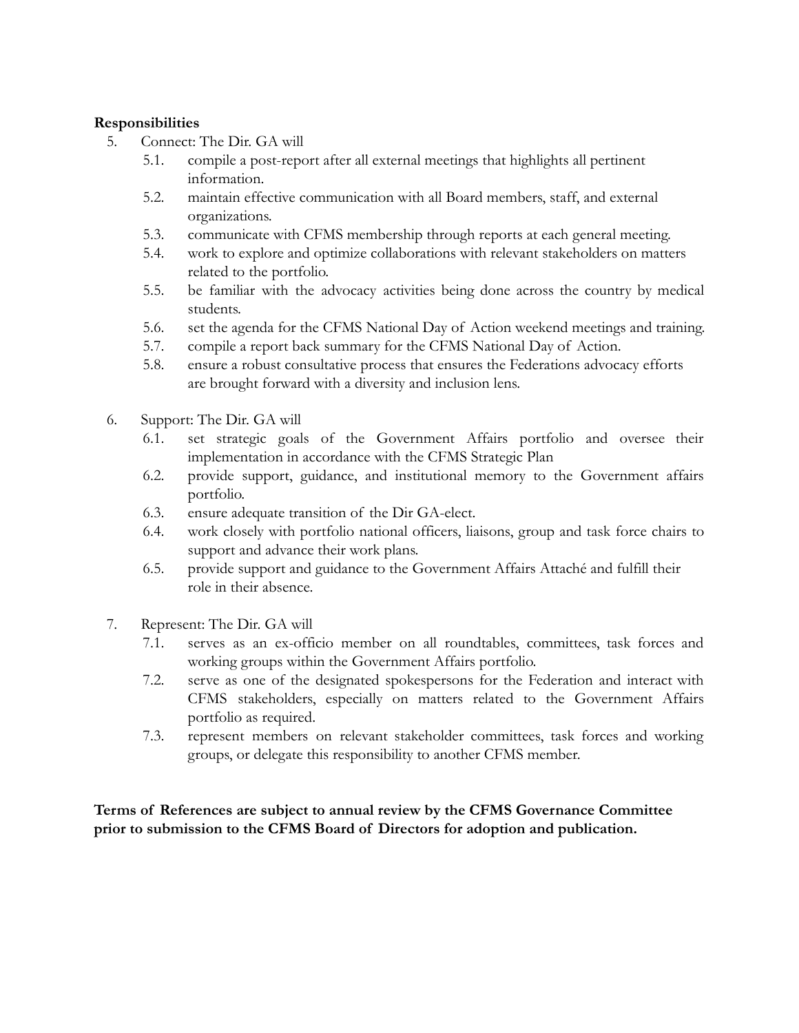**Responsibilities**

5. Connect: The Dir. GA will
    5.1. compile a post-report after all external meetings that highlights all pertinent information.
    5.2. maintain effective communication with all Board members, staff, and external organizations.
    5.3. communicate with CFMS membership through reports at each general meeting.
    5.4. work to explore and optimize collaborations with relevant stakeholders on matters related to the portfolio.
    5.5. be familiar with the advocacy activities being done across the country by medical students.
    5.6. set the agenda for the CFMS National Day of Action weekend meetings and training.
    5.7. compile a report back summary for the CFMS National Day of Action.
    5.8. ensure a robust consultative process that ensures the Federations advocacy efforts are brought forward with a diversity and inclusion lens.

6. Support: The Dir. GA will
    6.1. set strategic goals of the Government Affairs portfolio and oversee their implementation in accordance with the CFMS Strategic Plan
    6.2. provide support, guidance, and institutional memory to the Government affairs portfolio.
    6.3. ensure adequate transition of the Dir GA-elect.
    6.4. work closely with portfolio national officers, liaisons, group and task force chairs to support and advance their work plans.
    6.5. provide support and guidance to the Government Affairs Attaché and fulfill their role in their absence.

7. Represent: The Dir. GA will
    7.1. serves as an ex-officio member on all roundtables, committees, task forces and working groups within the Government Affairs portfolio.
    7.2. serve as one of the designated spokespersons for the Federation and interact with CFMS stakeholders, especially on matters related to the Government Affairs portfolio as required.
    7.3. represent members on relevant stakeholder committees, task forces and working groups, or delegate this responsibility to another CFMS member.

**Terms of References are subject to annual review by the CFMS Governance Committee prior to submission to the CFMS Board of Directors for adoption and publication.**